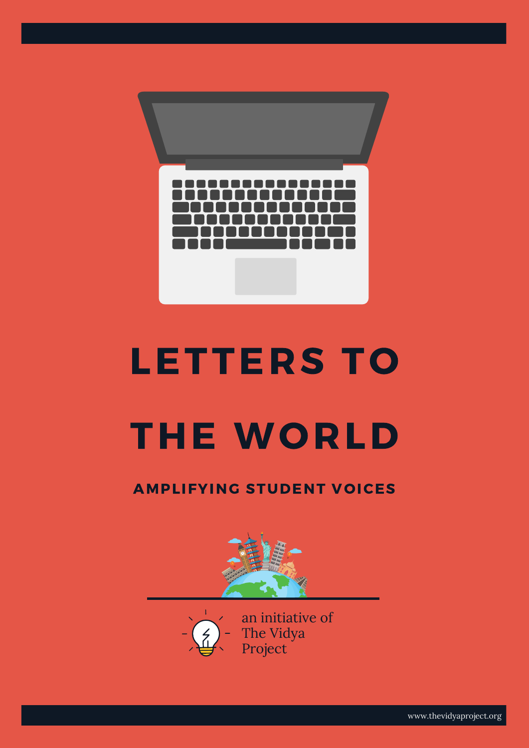# LETTERS TO THE WORLD

## AMPLIFYING STUDENT VOICES

an initiative of The Vidya Project

www.thevidyaproject.org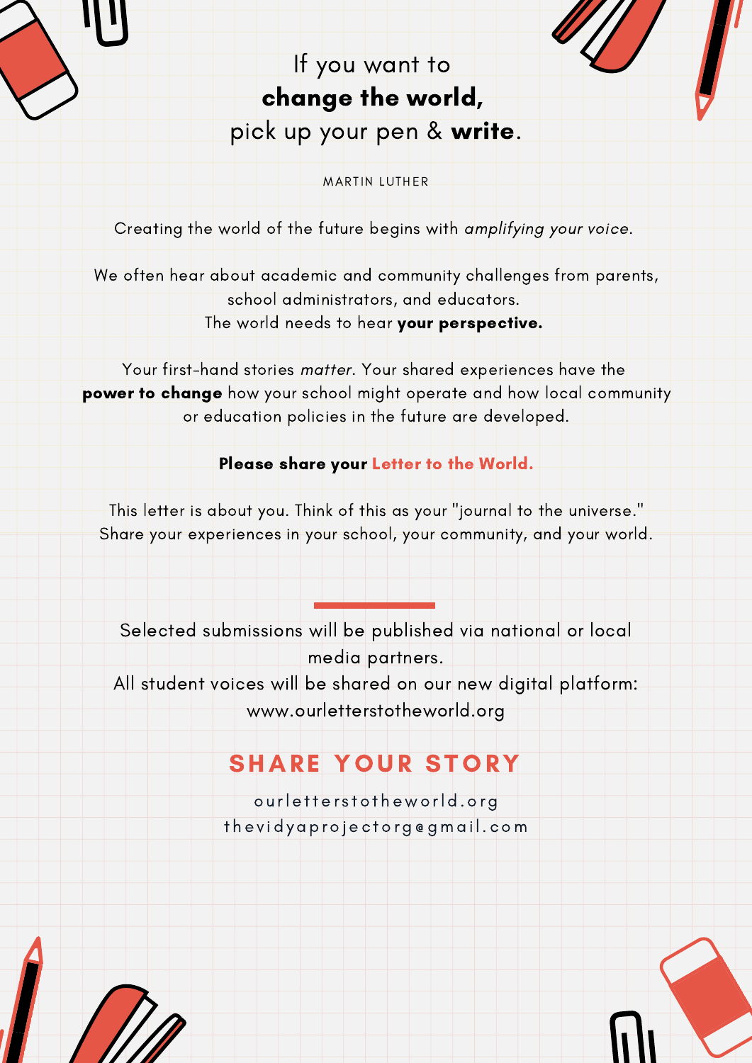# If you want to **change the world,** pick up your pen & **write**.

MARTIN LUTHER

Creating the world of the future begins with *amplifying your voice*.

We often hear about academic and community challenges from parents, school administrators, and educators. The world needs to hear **your perspective.**

Your first-hand stories *matter*. Your shared experiences have the **power to change** how your school might operate and how local community or education policies in the future are developed.

**Please share your Letter to the World.**

This letter is about you. Think of this as your "journal to the universe." Share your experiences in your school, your community, and your world.

---

Selected submissions will be published via national or local media partners.
All student voices will be shared on our new digital platform: www.ourletterstotheworld.org

## SHARE YOUR STORY

ourletterstotheworld.org
thevidyaprojectorg@gmail.com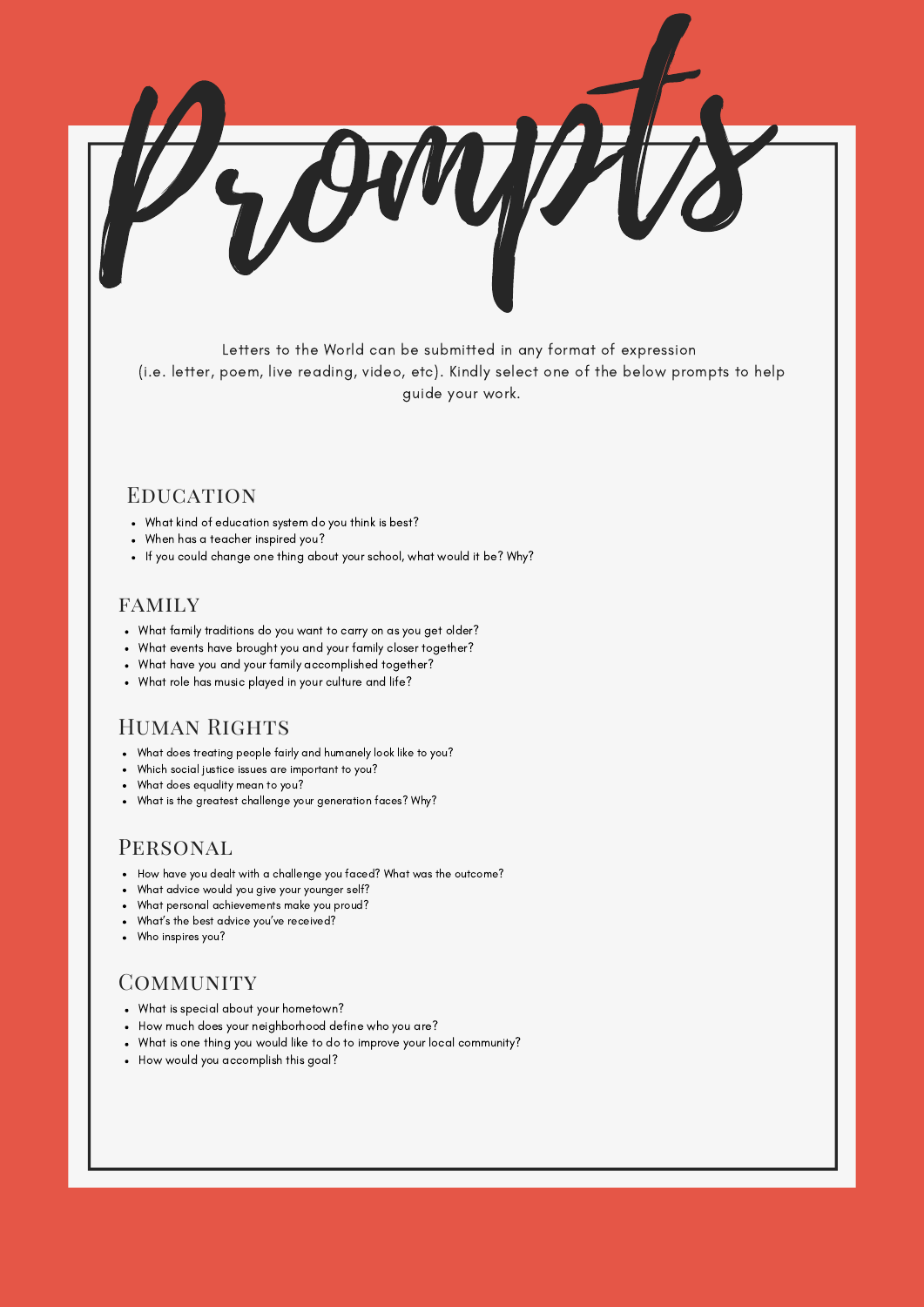# Prompts

Letters to the World can be submitted in any format of expression (i.e. letter, poem, live reading, video, etc). Kindly select one of the below prompts to help guide your work.

## Education

- What kind of education system do you think is best?
- When has a teacher inspired you?
- If you could change one thing about your school, what would it be? Why?

## Family

- What family traditions do you want to carry on as you get older?
- What events have brought you and your family closer together?
- What have you and your family accomplished together?
- What role has music played in your culture and life?

## Human Rights

- What does treating people fairly and humanely look like to you?
- Which social justice issues are important to you?
- What does equality mean to you?
- What is the greatest challenge your generation faces? Why?

## Personal

- How have you dealt with a challenge you faced? What was the outcome?
- What advice would you give your younger self?
- What personal achievements make you proud?
- What's the best advice you've received?
- Who inspires you?

## Community

- What is special about your hometown?
- How much does your neighborhood define who you are?
- What is one thing you would like to do to improve your local community?
- How would you accomplish this goal?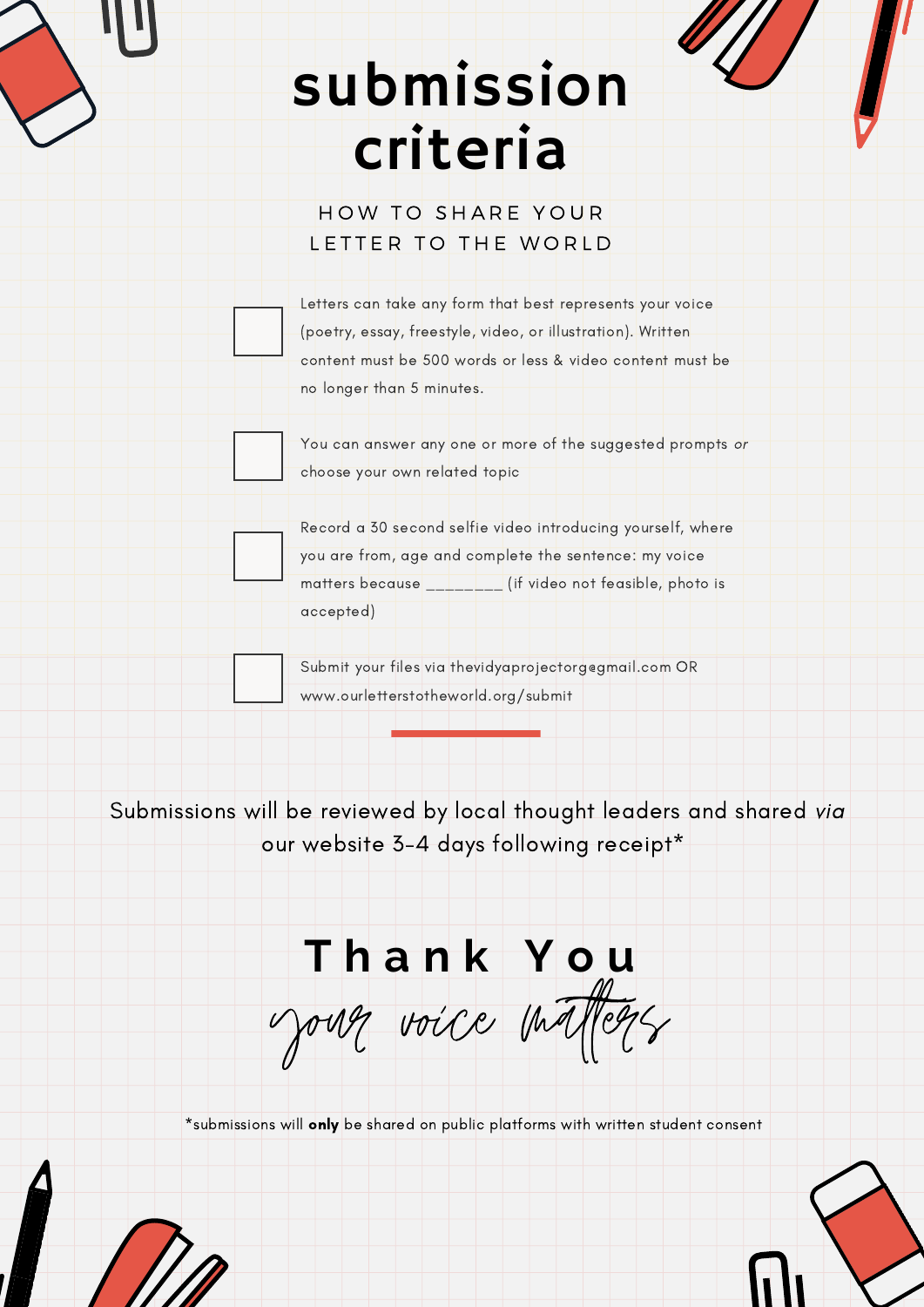# submission criteria

## HOW TO SHARE YOUR LETTER TO THE WORLD

- [ ] Letters can take any form that best represents your voice (poetry, essay, freestyle, video, or illustration). Written content must be 500 words or less & video content must be no longer than 5 minutes.
- [ ] You can answer any one or more of the suggested prompts *or* choose your own related topic
- [ ] Record a 30 second selfie video introducing yourself, where you are from, age and complete the sentence: my voice matters because ________ (if video not feasible, photo is accepted)
- [ ] Submit your files via thevidyaprojectorg@gmail.com OR www.ourletterstotheworld.org/submit

Submissions will be reviewed by local thought leaders and shared *via* our website 3-4 days following receipt*

## Thank You

*your voice matters*

*submissions will **only** be shared on public platforms with written student consent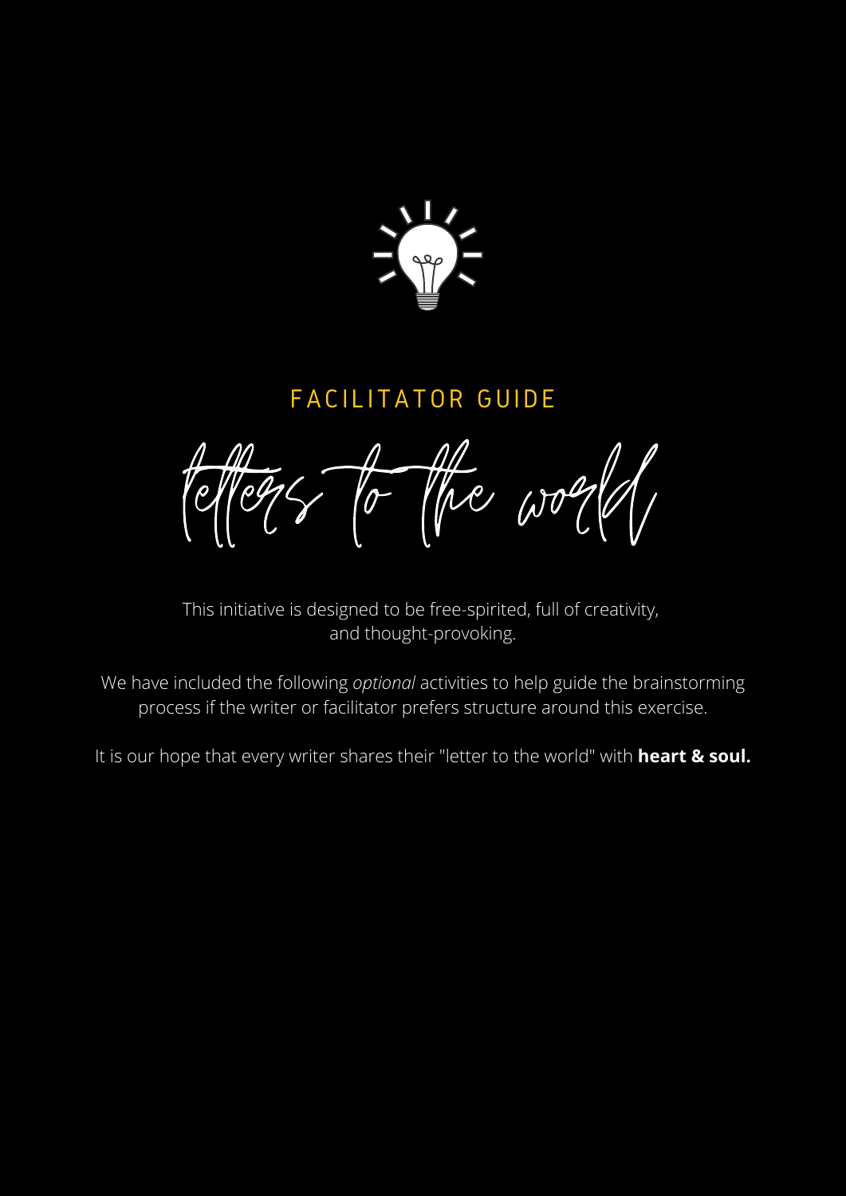## FACILITATOR GUIDE

# letters to the world

This initiative is designed to be free-spirited, full of creativity, and thought-provoking.

We have included the following *optional* activities to help guide the brainstorming process if the writer or facilitator prefers structure around this exercise.

It is our hope that every writer shares their "letter to the world" with **heart & soul.**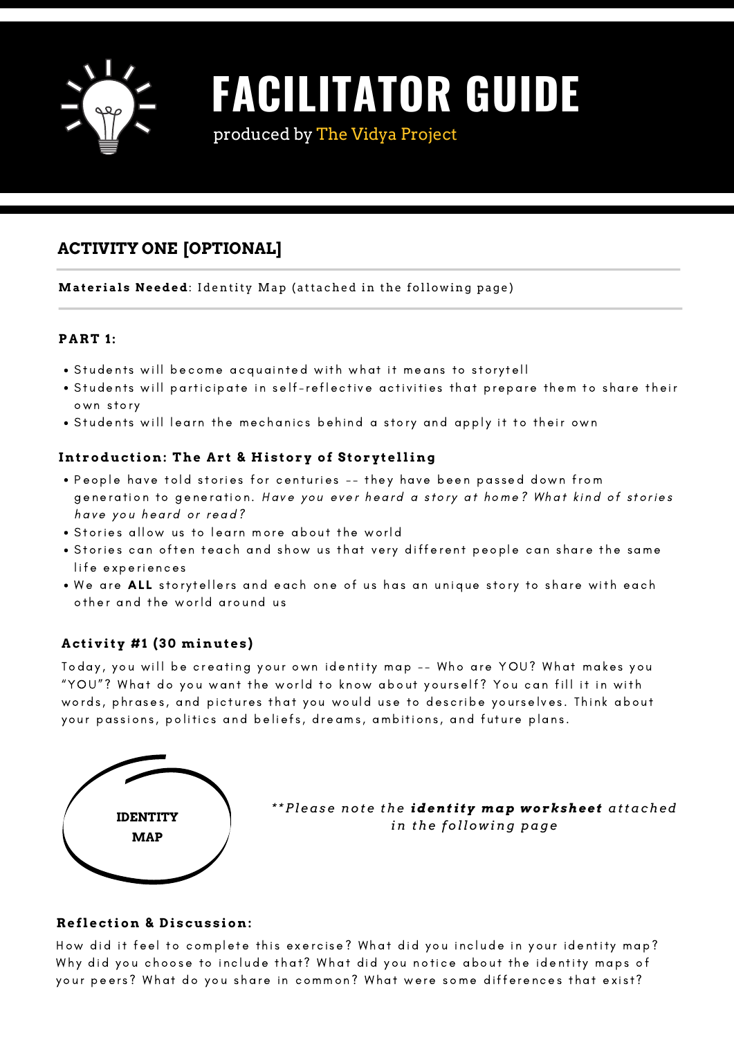# FACILITATOR GUIDE

produced by The Vidya Project

## ACTIVITY ONE [OPTIONAL]

**Materials Needed**: Identity Map (attached in the following page)

**PART 1:**

- Students will become acquainted with what it means to storytell
- Students will participate in self-reflective activities that prepare them to share their own story
- Students will learn the mechanics behind a story and apply it to their own

### Introduction: The Art & History of Storytelling

- People have told stories for centuries -- they have been passed down from generation to generation. *Have you ever heard a story at home? What kind of stories have you heard or read?*
- Stories allow us to learn more about the world
- Stories can often teach and show us that very different people can share the same life experiences
- We are **ALL** storytellers and each one of us has an unique story to share with each other and the world around us

### Activity #1 (30 minutes)

Today, you will be creating your own identity map -- Who are YOU? What makes you "YOU"? What do you want the world to know about yourself? You can fill it in with words, phrases, and pictures that you would use to describe yourselves. Think about your passions, politics and beliefs, dreams, ambitions, and future plans.

IDENTITY MAP

*\*\*Please note the **identity map worksheet** attached in the following page*

### Reflection & Discussion:

How did it feel to complete this exercise? What did you include in your identity map? Why did you choose to include that? What did you notice about the identity maps of your peers? What do you share in common? What were some differences that exist?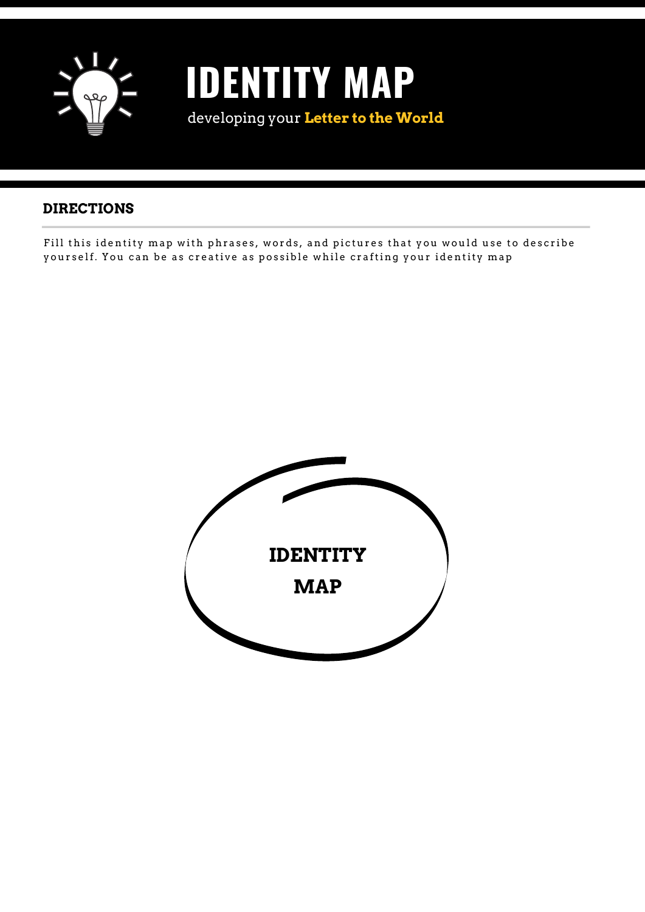# IDENTITY MAP

developing your **Letter to the World**

## DIRECTIONS

Fill this identity map with phrases, words, and pictures that you would use to describe yourself. You can be as creative as possible while crafting your identity map

**IDENTITY MAP**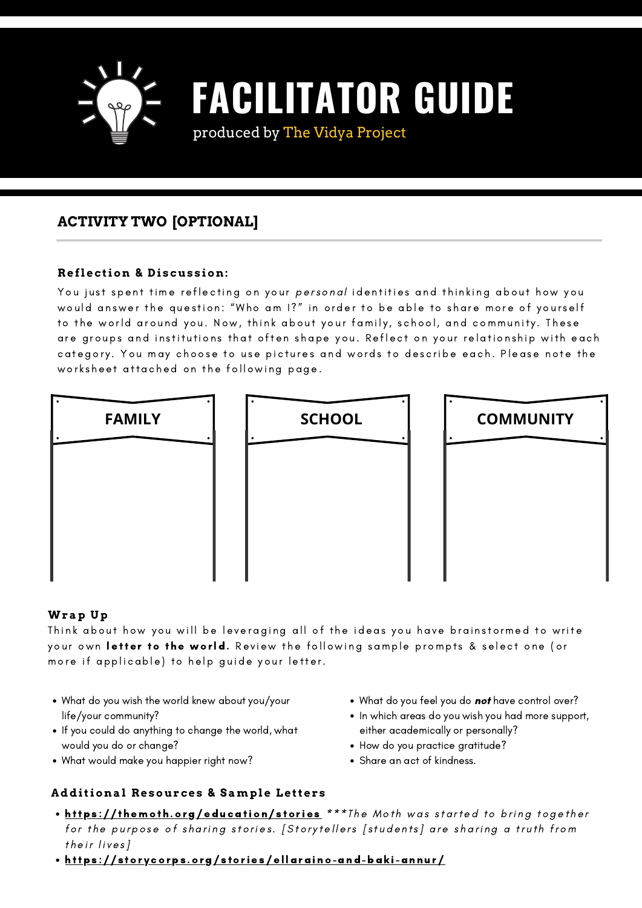# FACILITATOR GUIDE

produced by The Vidya Project

## ACTIVITY TWO [OPTIONAL]

**Reflection & Discussion:**

You just spent time reflecting on your *personal* identities and thinking about how you would answer the question: "Who am I?" in order to be able to share more of yourself to the world around you. Now, think about your family, school, and community. These are groups and institutions that often shape you. Reflect on your relationship with each category. You may choose to use pictures and words to describe each. Please note the worksheet attached on the following page.

| FAMILY | SCHOOL | COMMUNITY |
|---|---|---|
| | | |

**Wrap Up**

Think about how you will be leveraging all of the ideas you have brainstormed to write your own **letter to the world.** Review the following sample prompts & select one (or more if applicable) to help guide your letter.

- What do you wish the world knew about you/your life/your community?
- If you could do anything to change the world, what would you do or change?
- What would make you happier right now?
- What do you feel you do ***not*** have control over?
- In which areas do you wish you had more support, either academically or personally?
- How do you practice gratitude?
- Share an act of kindness.

**Additional Resources & Sample Letters**

- **https://themoth.org/education/stories** *\*\*\*The Moth was started to bring together for the purpose of sharing stories. [Storytellers [students] are sharing a truth from their lives]*
- **https://storycorps.org/stories/ellaraino-and-baki-annur/**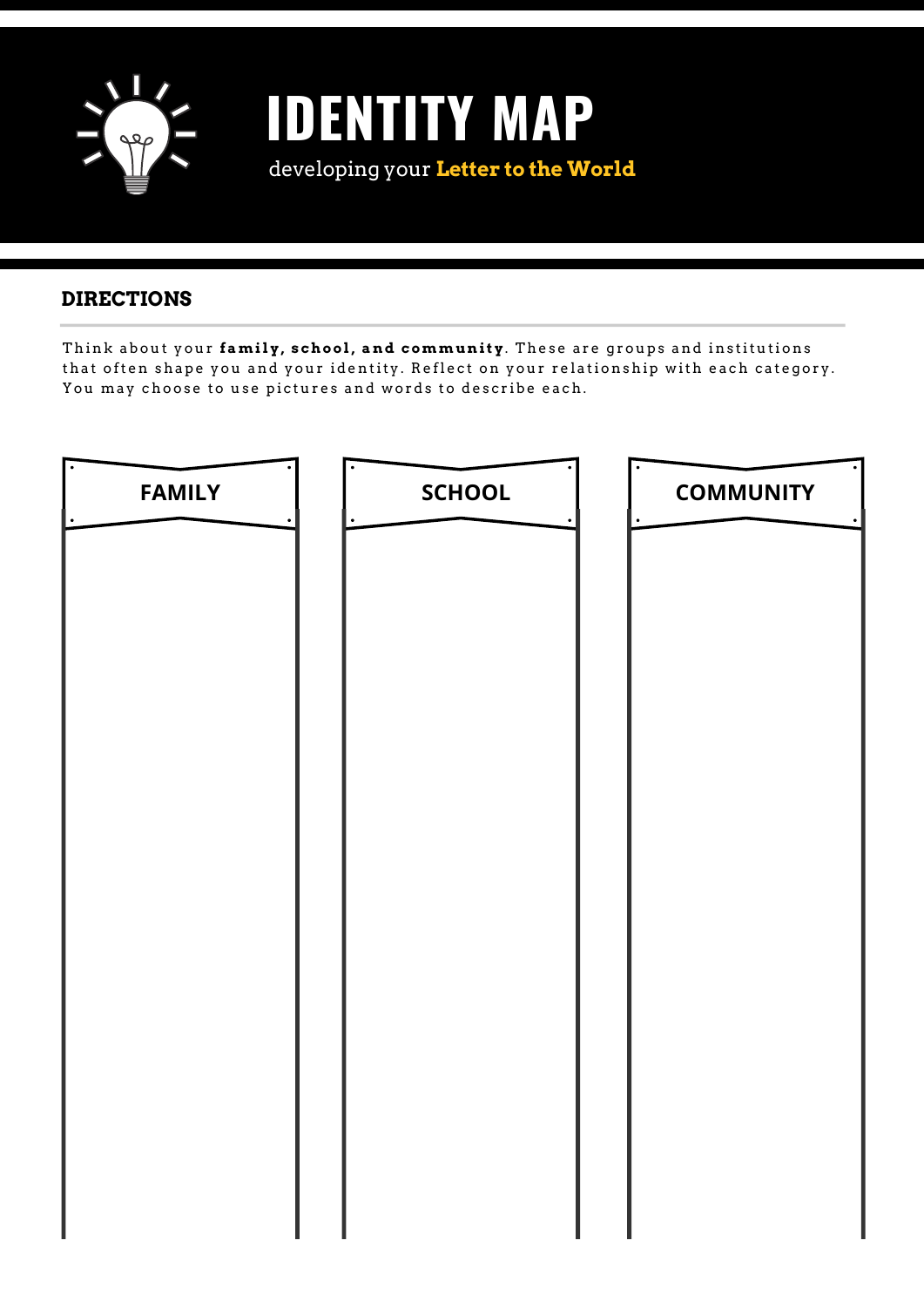# IDENTITY MAP

developing your **Letter to the World**

## DIRECTIONS

Think about your **family, school, and community**. These are groups and institutions that often shape you and your identity. Reflect on your relationship with each category. You may choose to use pictures and words to describe each.

| FAMILY | SCHOOL | COMMUNITY |
| --- | --- | --- |
| | | |